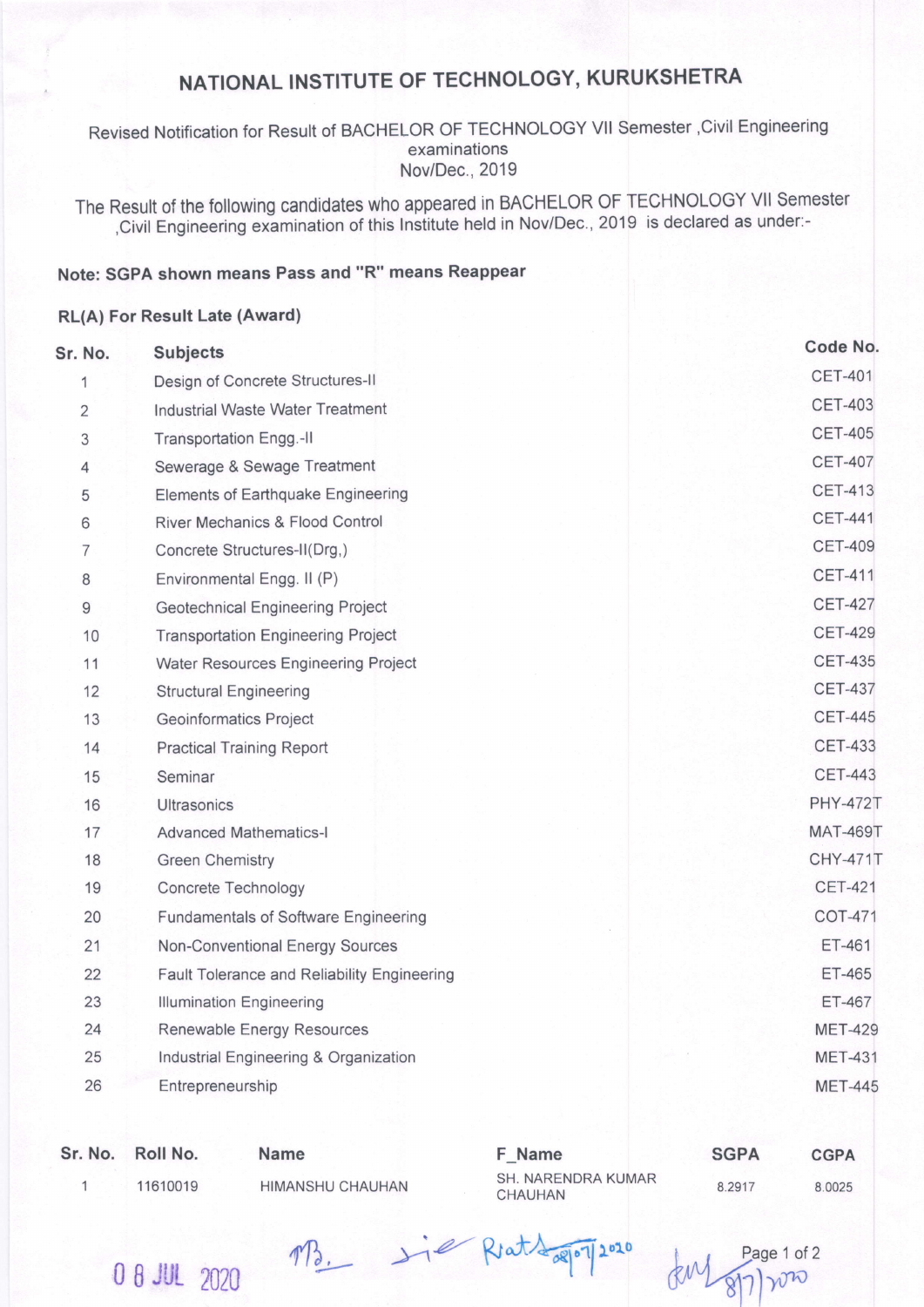# NATIONAL INSTITUTE OF TECHNOLOGY, KURUKSHETRA

Revised Notification for Result of BACHELOR OF TECHNOLOGY VII Semester ,Civil Engineering examinations
Nov/Dec., 2019

The Result of the following candidates who appeared in BACHELOR OF TECHNOLOGY VII Semester ,Civil Engineering examination of this Institute held in Nov/Dec., 2019 is declared as under:-

**Note: SGPA shown means Pass and "R" means Reappear**

**RL(A) For Result Late (Award)**

| Sr. No. | Subjects | Code No. |
|---|---|---|
| 1 | Design of Concrete Structures-II | CET-401 |
| 2 | Industrial Waste Water Treatment | CET-403 |
| 3 | Transportation Engg.-II | CET-405 |
| 4 | Sewerage & Sewage Treatment | CET-407 |
| 5 | Elements of Earthquake Engineering | CET-413 |
| 6 | River Mechanics & Flood Control | CET-441 |
| 7 | Concrete Structures-II(Drg,) | CET-409 |
| 8 | Environmental Engg. II (P) | CET-411 |
| 9 | Geotechnical Engineering Project | CET-427 |
| 10 | Transportation Engineering Project | CET-429 |
| 11 | Water Resources Engineering Project | CET-435 |
| 12 | Structural Engineering | CET-437 |
| 13 | Geoinformatics Project | CET-445 |
| 14 | Practical Training Report | CET-433 |
| 15 | Seminar | CET-443 |
| 16 | Ultrasonics | PHY-472T |
| 17 | Advanced Mathematics-I | MAT-469T |
| 18 | Green Chemistry | CHY-471T |
| 19 | Concrete Technology | CET-421 |
| 20 | Fundamentals of Software Engineering | COT-471 |
| 21 | Non-Conventional Energy Sources | ET-461 |
| 22 | Fault Tolerance and Reliability Engineering | ET-465 |
| 23 | Illumination Engineering | ET-467 |
| 24 | Renewable Energy Resources | MET-429 |
| 25 | Industrial Engineering & Organization | MET-431 |
| 26 | Entrepreneurship | MET-445 |

| Sr. No. | Roll No. | Name | F_Name | SGPA | CGPA |
|---|---|---|---|---|---|
| 1 | 11610019 | HIMANSHU CHAUHAN | SH. NARENDRA KUMAR CHAUHAN | 8.2917 | 8.0025 |

08 JUL 2020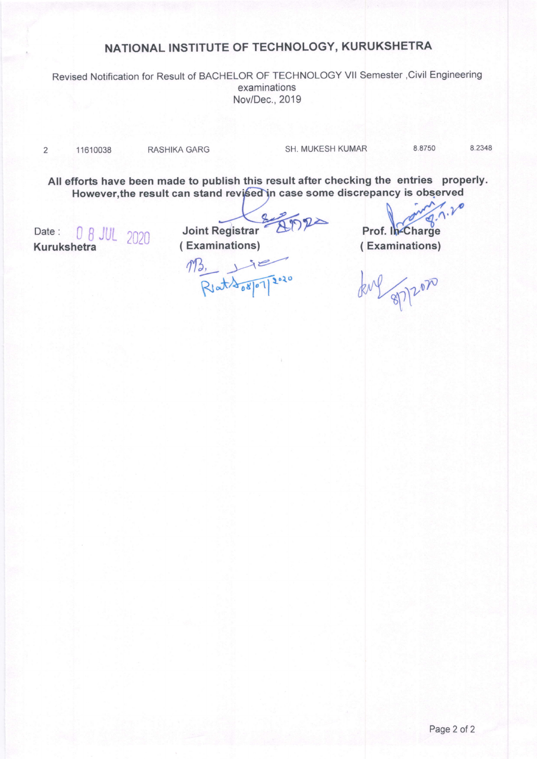## NATIONAL INSTITUTE OF TECHNOLOGY, KURUKSHETRA

Revised Notification for Result of BACHELOR OF TECHNOLOGY VII Semester ,Civil Engineering examinations
Nov/Dec., 2019

| | | | | | |
|---|---|---|---|---|---|
| 2 | 11610038 | RASHIKA GARG | SH. MUKESH KUMAR | 8.8750 | 8.2348 |

**All efforts have been made to publish this result after checking the entries properly. However,the result can stand revised in case some discrepancy is observed**

Date : 08 JUL 2020
**Kurukshetra**

**Joint Registrar**
**( Examinations)**

**Prof. In-Charge**
**( Examinations)**